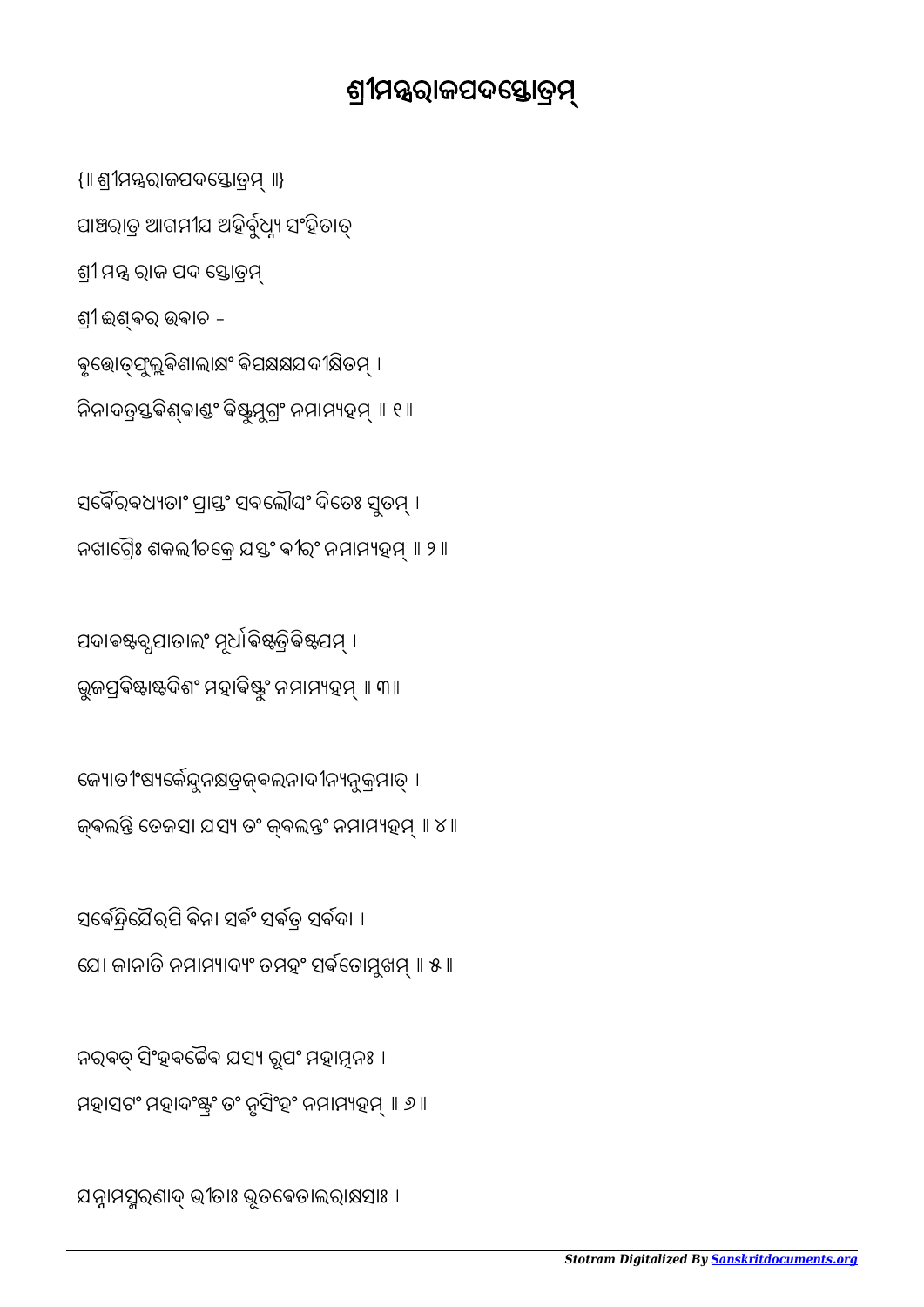# ଶ୍ରୀମନ୍ତ୍ରରାଜପଦସ୍ତୋତ୍ରମ୍

{॥ ଶ୍ରୀମନ୍ତ୍ରରାଜପଦସ୍ତୋତ୍ରମ୍ ॥}

ପାଞ୍ଚରାତ୍ର ଆଗମୀଯ ଅହିର୍ବୁଧ୍ନ୍ୟ ସଂହିତାତ୍

ଶ୍ରୀ ମନ୍ତ୍ର ରାଜ ପଦ ସ୍ତୋତ୍ରମ୍

ଶ୍ରୀ ଈଶ୍ବର ଉବାଚ -

ବୃତ୍ତୋତ୍ଫୁଲ୍ଲବିଶାଲାକ୍ଷଂ ବିପକ୍ଷକ୍ଷଯଦୀକ୍ଷିତମ୍ ।
ନିନାଦତ୍ରସ୍ତବିଶ୍ଵାଣ୍ଡଂ ବିଷ୍ଣୁମୁଗ୍ରଂ ନମାମ୍ୟହମ୍ ॥ ୧॥

ସର୍ବୈରବଧ୍ୟତାଂ ପ୍ରାପ୍ତଂ ସବଲୌଘଂ ଦିତେଃ ସୁତମ୍ ।
ନଖାଗ୍ରୈଃ ଶକଲୀଚକ୍ରେ ଯସ୍ତଂ ବୀରଂ ନମାମ୍ୟହମ୍ ॥ ୨॥

ପଦାବଷ୍ଟବ୍ଧପାତାଲଂ ମୂର୍ଧାବିଷ୍ଟତ୍ରିବିଷ୍ଟପମ୍ ।
ଭୁଜପ୍ରବିଷ୍ଟାଷ୍ଟଦିଶଂ ମହାବିଷ୍ଣୁଂ ନମାମ୍ୟହମ୍ ॥ ୩॥

ଜ୍ୟୋତୀଂଷ୍ୟର୍କେନ୍ଦୁନକ୍ଷତ୍ରଜ୍ଵଲନାଦୀନ୍ୟନୁକ୍ରମାତ୍ ।
ଜ୍ଵଲନ୍ତି ତେଜସା ଯସ୍ୟ ତଂ ଜ୍ଵଲନ୍ତଂ ନମାମ୍ୟହମ୍ ॥ ୪॥

ସର୍ବେନ୍ଦ୍ରିଯୈରପି ବିନା ସର୍ବଂ ସର୍ବତ୍ର ସର୍ବଦା ।
ଯୋ ଜାନାତି ନମାମ୍ୟାଦ୍ୟଂ ତମହଂ ସର୍ବତୋମୁଖମ୍ ॥ ୫॥

ନରବତ୍ ସିଂହବଚ୍ଚୈବ ଯସ୍ୟ ରୂପଂ ମହାତ୍ମନଃ ।
ମହାସଟଂ ମହାଦଂଷ୍ଟ୍ରଂ ତଂ ନୃସିଂହଂ ନମାମ୍ୟହମ୍ ॥ ୬॥

ଯନ୍ନାମସ୍ମରଣାଦ୍ ଭୀତାଃ ଭୂତବେତାଲରାକ୍ଷସାଃ ।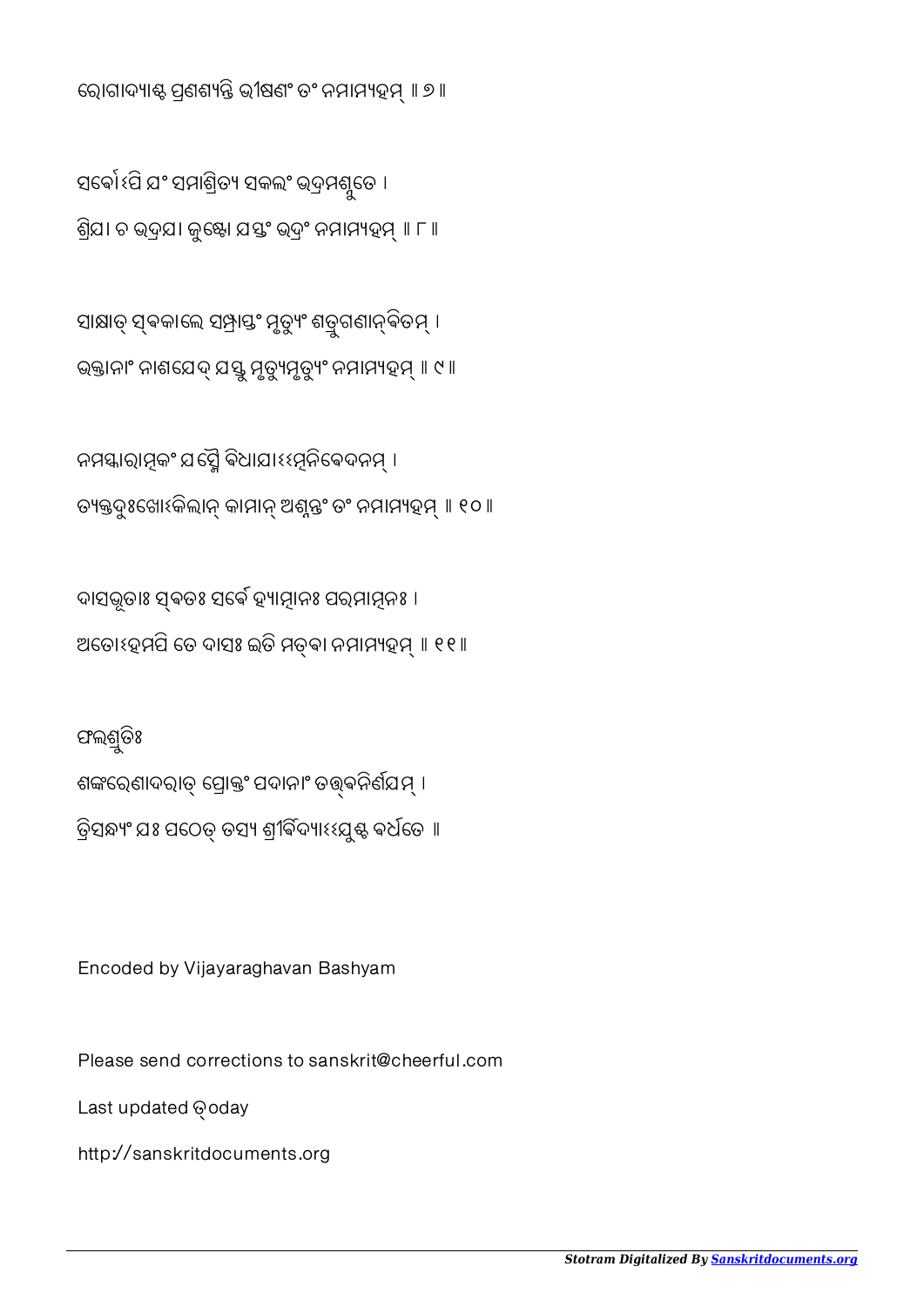ରୋଗାଦ୍ୟାଶ୍ଚ ପ୍ରଣଶ୍ୟନ୍ତି ଭୀଷଣଂ ତଂ ନମାମ୍ୟହମ୍ ॥ ୭॥

ସର୍ବୋଽପି ଯଂ ସମାଶ୍ରିତ୍ୟ ସକଲଂ ଭଦ୍ରମଶ୍ନୁତେ ।
ଶ୍ରିଯା ଚ ଭଦ୍ରଯା ଜୁଷ୍ଟୋ ଯସ୍ତଂ ଭଦ୍ରଂ ନମାମ୍ୟହମ୍ ॥ ୮॥

ସାକ୍ଷାତ୍ ସ୍ୱକାଲେ ସମ୍ପ୍ରାପ୍ତଂ ମୃତ୍ୟୁଂ ଶତ୍ରୁଗଣାନ୍ୱିତମ୍ ।
ଭକ୍ତାନାଂ ନାଶଯେଦ୍ ଯସ୍ତୁ ମୃତ୍ୟୁମୃତ୍ୟୁଂ ନମାମ୍ୟହମ୍ ॥ ୯॥

ନମସ୍କାରାତ୍ମକଂ ଯସ୍ମୈ ବିଧାଯାଽଽତ୍ମନିବେଦନମ୍ ।
ତ୍ୟକ୍ତଦୁଃଖୋଽକିଲାନ୍ କାମାନ୍ ଅଶ୍ନନ୍ତଂ ତଂ ନମାମ୍ୟହମ୍ ॥ ୧୦॥

ଦାସଭୂତାଃ ସ୍ୱତଃ ସର୍ବେ ହ୍ୟାତ୍ମାନଃ ପରମାତ୍ମନଃ ।
ଅତୋଽହମପି ତେ ଦାସଃ ଇତି ମତ୍ୱା ନମାମ୍ୟହମ୍ ॥ ୧୧॥

ଫଲଶ୍ରୁତିଃ
ଶଙ୍କରେଣାଦରାତ୍ ପ୍ରୋକ୍ତଂ ପଦାନାଂ ତତ୍ତ୍ୱନିର୍ଣଯମ୍ ।
ତ୍ରିସନ୍ଧ୍ୟଂ ଯଃ ପଠେତ୍ ତସ୍ୟ ଶ୍ରୀର୍ବିଦ୍ୟାଽଽଯୁଶ୍ଚ ବର୍ଧତେ ॥

Encoded by Vijayaraghavan Bashyam

Please send corrections to sanskrit@cheerful.com

Last updated ତ୍oday

http://sanskritdocuments.org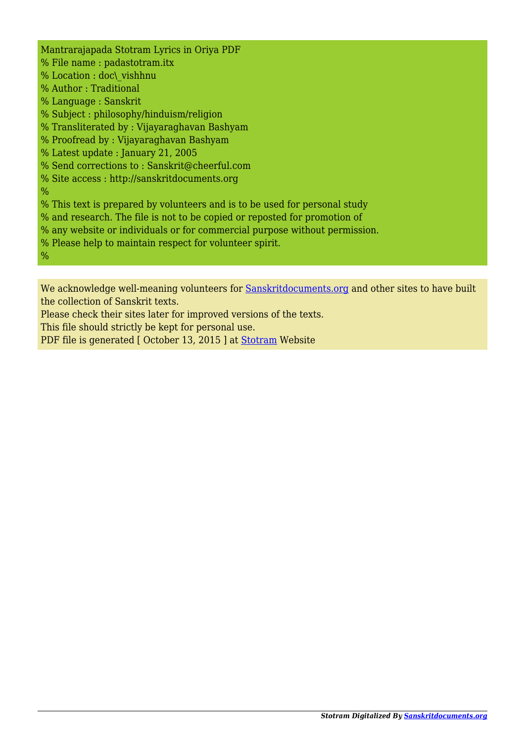Mantrarajapada Stotram Lyrics in Oriya PDF
% File name : padastotram.itx
% Location : doc\_vishhnu
% Author : Traditional
% Language : Sanskrit
% Subject : philosophy/hinduism/religion
% Transliterated by : Vijayaraghavan Bashyam
% Proofread by : Vijayaraghavan Bashyam
% Latest update : January 21, 2005
% Send corrections to : Sanskrit@cheerful.com
% Site access : http://sanskritdocuments.org
%
% This text is prepared by volunteers and is to be used for personal study
% and research. The file is not to be copied or reposted for promotion of
% any website or individuals or for commercial purpose without permission.
% Please help to maintain respect for volunteer spirit.
%

We acknowledge well-meaning volunteers for Sanskritdocuments.org and other sites to have built the collection of Sanskrit texts.
Please check their sites later for improved versions of the texts.
This file should strictly be kept for personal use.
PDF file is generated [ October 13, 2015 ] at Stotram Website